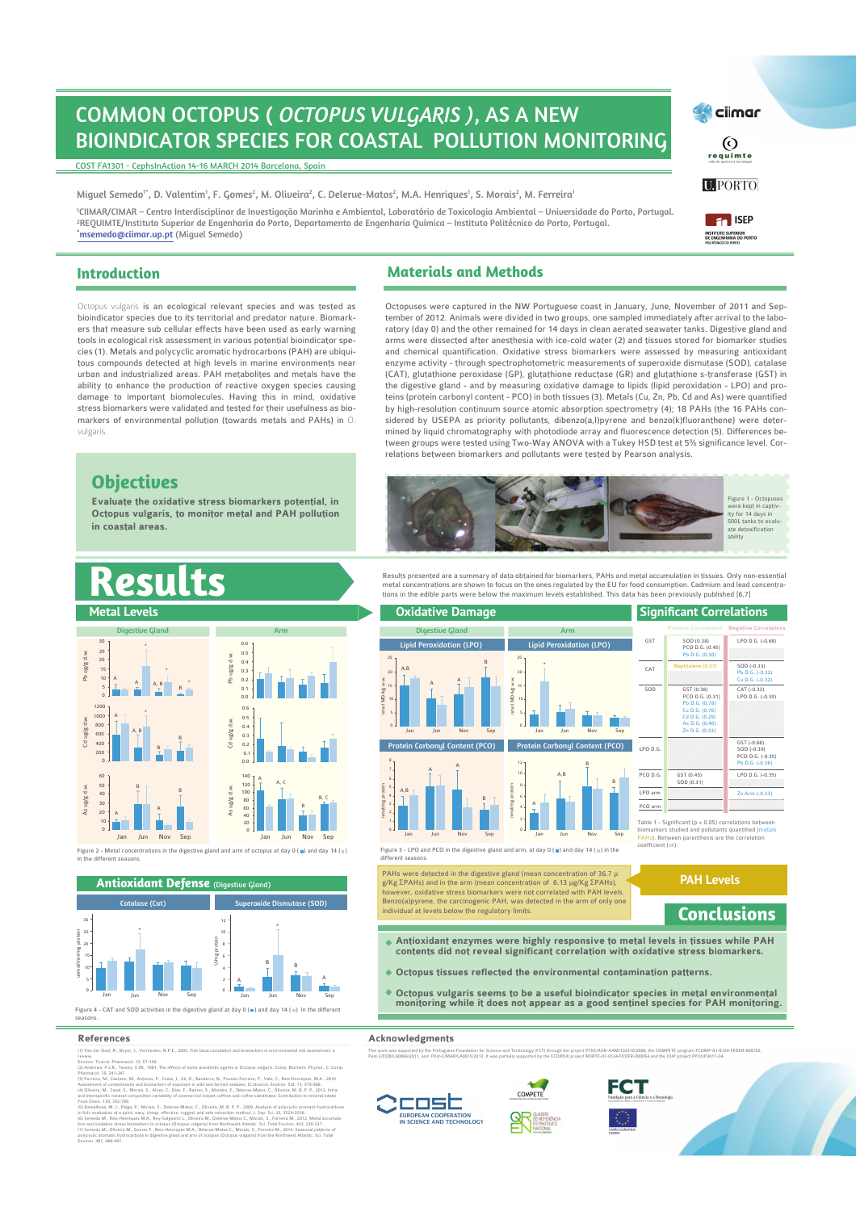# COMMON OCTOPUS ( *OCTOPUS VULGARIS* ), AS A NEW BIOINDICATOR SPECIES FOR COASTAL POLLUTION MONITORING

COST FA1301 - CephsInAction 14-16 MARCH 2014 Barcelona, Spain

Miguel Semedo[1*], D. Valentim[1], F. Gomes[2], M. Oliveira[2], C. Delerue-Matos[2], M.A. Henriques[1], S. Morais[2], M. Ferreira[1]

[1]CIIMAR/CIMAR – Centro Interdisciplinar de Investigação Marinha e Ambiental, Laboratório de Toxicologia Ambiental – Universidade do Porto, Portugal.
[2]REQUIMTE/Instituto Superior de Engenharia do Porto, Departamento de Engenharia Química – Instituto Politécnico do Porto, Portugal.
[*]msemedo@ciimar.up.pt (Miguel Semedo)

## Introduction

Octopus vulgaris is an ecological relevant species and was tested as bioindicator species due to its territorial and predator nature. Biomarkers that measure sub cellular effects have been used as early warning tools in ecological risk assessment in various potential bioindicator species (1). Metals and polycyclic aromatic hydrocarbons (PAH) are ubiquitous compounds detected at high levels in marine environments near urban and industrialized areas. PAH metabolites and metals have the ability to enhance the production of reactive oxygen species causing damage to important biomolecules. Having this in mind, oxidative stress biomarkers were validated and tested for their usefulness as biomarkers of environmental pollution (towards metals and PAHs) in O. vulgaris.

## Objectives

**Evaluate the oxidative stress biomarkers potential, in Octopus vulgaris, to monitor metal and PAH pollution in coastal areas.**

## Materials and Methods

Octopuses were captured in the NW Portuguese coast in January, June, November of 2011 and September of 2012. Animals were divided in two groups, one sampled immediately after arrival to the laboratory (day 0) and the other remained for 14 days in clean aerated seawater tanks. Digestive gland and arms were dissected after anesthesia with ice-cold water (2) and tissues stored for biomarker studies and chemical quantification. Oxidative stress biomarkers were assessed by measuring antioxidant enzyme activity - through spectrophotometric measurements of superoxide dismutase (SOD), catalase (CAT), glutathione peroxidase (GP), glutathione reductase (GR) and glutathione s-transferase (GST) in the digestive gland - and by measuring oxidative damage to lipids (lipid peroxidation - LPO) and proteins (protein carbonyl content - PCO) in both tissues (3). Metals (Cu, Zn, Pb, Cd and As) were quantified by high-resolution continuum source atomic absorption spectrometry (4); 18 PAHs (the 16 PAHs considered by USEPA as priority pollutants, dibenzo(a,l)pyrene and benzo(k)fluoranthene) were determined by liquid chromatography with photodiode array and fluorescence detection (5). Differences between groups were tested using Two-Way ANOVA with a Tukey HSD test at 5% significance level. Correlations between biomarkers and pollutants were tested by Pearson analysis.

Figure 1 - Octopuses were kept in captivity for 14 days in 500L tanks to evaluate the detoxification ability

# Results

Results presented are a summary of data obtained for biomarkers, PAHs and metal accumulation in tissues. Only non-essential metal concentrations are shown to focus on the ones regulated by the EU for food consumption. Cadmium and lead concentrations in the edible parts were below the maximum levels established. This data has been previously published [6,7]

### Metal Levels

Figure 2 - Metal concentrations in the digestive gland and arm of octopus at day 0 (■) and day 14 (■) in the different seasons.

### Antioxidant Defense (Digestive Gland)

Figure 4 - CAT and SOD activities in the digestive gland at day 0 (■) and day 14 (■) in the different seasons.

### Oxidative Damage

Figure 3 - LPO and PCO in the digestive gland and arm, at day 0 (■) and day 14 (■) in the different seasons.

### Significant Correlations

| | Positive Correlations | Negative Correlations |
|---|---|---|
| GST | SOD (0.38), PCO D.G. (0.45), Pb D.G. (0.30) | LPO D.G. (-0.68) |
| CAT | Naphtalene (0.31) | SOD (-0.33), Pb D.G. (-0.32), Cu D.G. (-0.32) |
| SOD | GST (0.38), PCO D.G. (0.31), Pb D.G. (0.78), Cu D.G. (0.76), Cd D.G. (0.29), As D.G. (0.46), Zn D.G. (0.53) | CAT (-0.33), LPO D.G. (-0.39) |
| LPO D.G. | | GST (-0.68), SOD (-0.39), PCO D.G. (-0.35), Pb D.G. (-0.36) |
| PCO D.G. | GST (0.45), SOD (0.31) | LPO D.G. (-0.35) |
| LPO arm | | Zn Arm (-0.33) |
| PCO arm | | |

Table 1 - Significant ($p < 0.05$) correlations between biomarkers studied and pollutants quantified (metals, PAHs). Between parenthesis are the correlation coefficient (r).

### PAH Levels

PAHs were detected in the digestive gland (mean concentration of 36.7 μg/Kg ΣPAHs) and in the arm (mean concentration of 6.13 μg/Kg ΣPAHs), however, oxidative stress biomarkers were not correlated with PAH levels. Benzo(a)pyrene, the carcinogenic PAH, was detected in the arm of only one individual at levels below the regulatory limits.

## Conclusions

- **Antioxidant enzymes were highly responsive to metal levels in tissues while PAH contents did not reveal significant correlation with oxidative stress biomarkers.**
- **Octopus tissues reflected the environmental contamination patterns.**
- **Octopus vulgaris seems to be a useful bioindicator species in metal environmental monitoring while it does not appear as a good sentinel species for PAH monitoring.**

## References

(1) Van der Oost, R., Beyer, J., Vermeulen, N.P.E., 2003. Fish bioaccumulation and biomarkers in environmental risk assessment: a review. Environ. Toxicol. Pharmacol. 13, 57-149.
(2) Andrews, P.L.R., Tansey, E.M., 1981. The effects of some anesthetic agents in Octopus vulgaris. Comp. Biochem. Physiol. C Comp. Pharmacol. 70, 241-247.
(3) Ferreira, M., Caetano, M., Antunes, P., Costa, J., Gil, O., Bandarra, N., Pousão-Ferreira, P., Vale, C., Reis-Henriques, M.A., 2010. Assessment of contaminants and biomarkers of exposure in wild and farmed seabass. Ecotoxicol. Environ. Saf. 73, 579-588.
(4) Oliveira, M., Casal, S., Morais, S., Alves, C., Dias, F., Ramos, S., Mendes, E., Delerue-Matos, C., Oliveira, M.B. P. P., 2012. Intra- and interspecific mineral composition variability of commercial instant coffees and coffee substitutes: Contribution to mineral intake. Food Chem. 130, 702-709.
(5) Ramalhosa, M. J., Paíga, P., Morais, S., Delerue-Matos, C., Oliveira, M. B. P. P., 2009. Analysis of polycyclic aromatic hydrocarbons in fish: evaluation of a quick, easy, cheap, effective, rugged, and safe extraction method. J. Sep. Sci. 32, 3529-3538.
(6) Semedo M., Reis-Henriques M.A., Rey-Salgueiro L., Oliveira M., Delerue-Matos C., Morais, S., Ferreira M., 2012. Metal accumulation and oxidative stress biomarkers in octopus (Octopus vulgaris) from Northwest Atlantic. Sci. Total Environ. 433, 230-237.
(7) Semedo M., Oliveira M., Gomes F., Reis-Henriques M.A., Delerue-Matos C., Morais, S., Ferreira M., 2014. Seasonal patterns of polycyclic aromatic hydrocarbons in digestive gland and arm of octopus (Octopus vulgaris) from the Northwest Atlantic. Sci. Total Environ. 481, 488-497.

## Acknowledgments

This work was supported by the Portuguese Foundation for Science and Technology (FCT) through the project PTDC/AGR-AAM/102316/2008, the COMPETE program FCOMP-01-0124-FEDER-008702, Pest-C/EQB/LA0006/2011, and PEst-C/MAR/LA0015/2013. It was partially supported by the ECORISK project NORTE-07-0124-FEDER-000054 and the UGP project PP1UP2011-34.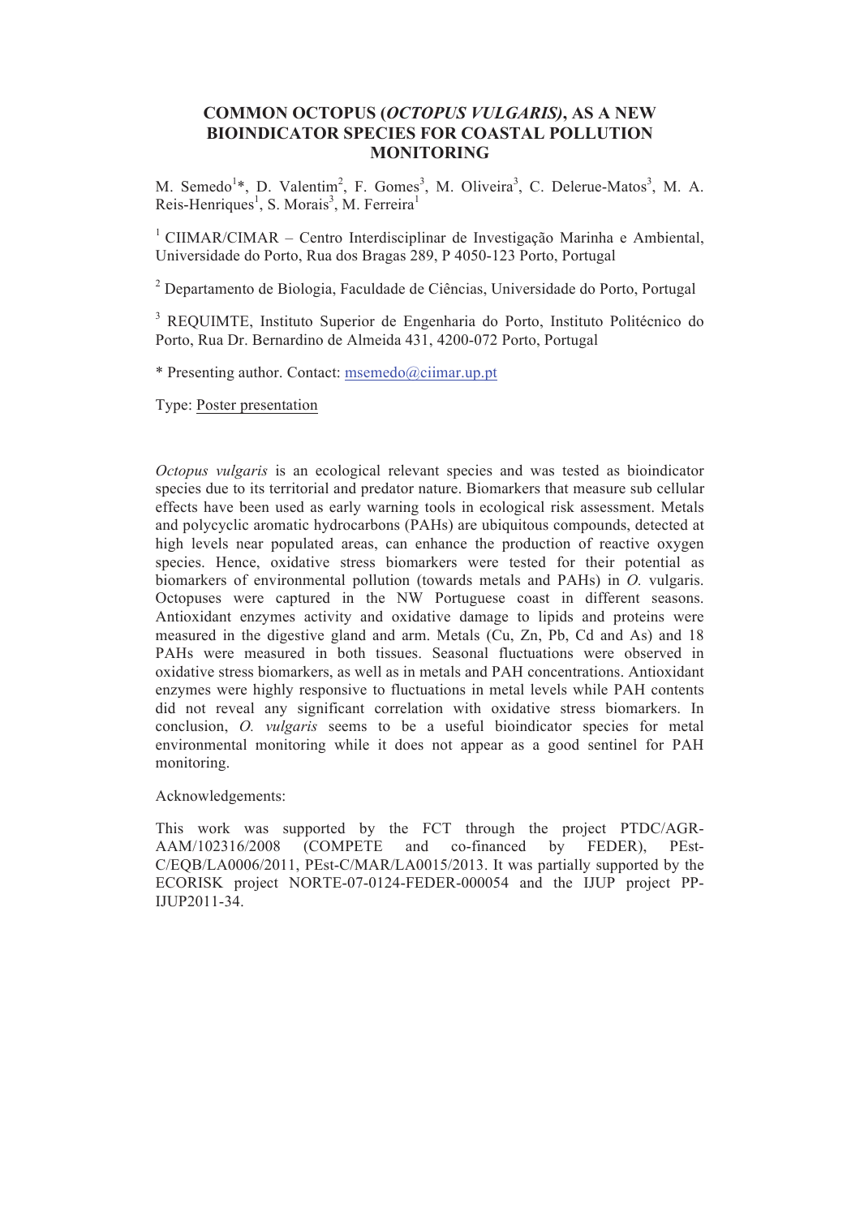# COMMON OCTOPUS (*OCTOPUS VULGARIS)*, AS A NEW BIOINDICATOR SPECIES FOR COASTAL POLLUTION MONITORING

M. Semedo[1]*, D. Valentim[2], F. Gomes[3], M. Oliveira[3], C. Delerue-Matos[3], M. A. Reis-Henriques[1], S. Morais[3], M. Ferreira[1]

[1] CIIMAR/CIMAR – Centro Interdisciplinar de Investigação Marinha e Ambiental, Universidade do Porto, Rua dos Bragas 289, P 4050-123 Porto, Portugal

[2] Departamento de Biologia, Faculdade de Ciências, Universidade do Porto, Portugal

[3] REQUIMTE, Instituto Superior de Engenharia do Porto, Instituto Politécnico do Porto, Rua Dr. Bernardino de Almeida 431, 4200-072 Porto, Portugal

* Presenting author. Contact: msemedo@ciimar.up.pt

Type: Poster presentation

*Octopus vulgaris* is an ecological relevant species and was tested as bioindicator species due to its territorial and predator nature. Biomarkers that measure sub cellular effects have been used as early warning tools in ecological risk assessment. Metals and polycyclic aromatic hydrocarbons (PAHs) are ubiquitous compounds, detected at high levels near populated areas, can enhance the production of reactive oxygen species. Hence, oxidative stress biomarkers were tested for their potential as biomarkers of environmental pollution (towards metals and PAHs) in *O.* vulgaris. Octopuses were captured in the NW Portuguese coast in different seasons. Antioxidant enzymes activity and oxidative damage to lipids and proteins were measured in the digestive gland and arm. Metals (Cu, Zn, Pb, Cd and As) and 18 PAHs were measured in both tissues. Seasonal fluctuations were observed in oxidative stress biomarkers, as well as in metals and PAH concentrations. Antioxidant enzymes were highly responsive to fluctuations in metal levels while PAH contents did not reveal any significant correlation with oxidative stress biomarkers. In conclusion, *O. vulgaris* seems to be a useful bioindicator species for metal environmental monitoring while it does not appear as a good sentinel for PAH monitoring.

Acknowledgements:

This work was supported by the FCT through the project PTDC/AGR-AAM/102316/2008 (COMPETE and co-financed by FEDER), PEst-C/EQB/LA0006/2011, PEst-C/MAR/LA0015/2013. It was partially supported by the ECORISK project NORTE-07-0124-FEDER-000054 and the IJUP project PP-IJUP2011-34.